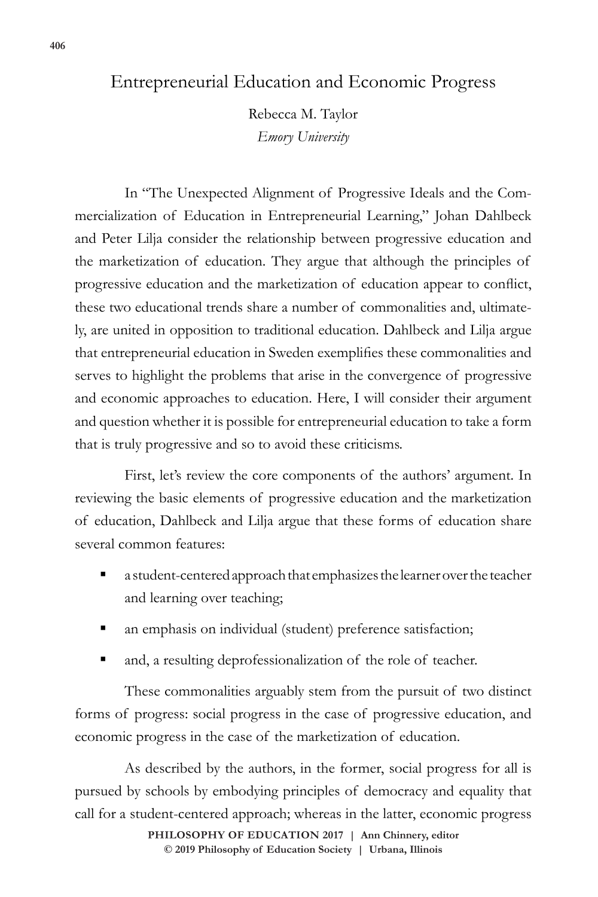# Entrepreneurial Education and Economic Progress

Rebecca M. Taylor
*Emory University*

In "The Unexpected Alignment of Progressive Ideals and the Commercialization of Education in Entrepreneurial Learning," Johan Dahlbeck and Peter Lilja consider the relationship between progressive education and the marketization of education. They argue that although the principles of progressive education and the marketization of education appear to conflict, these two educational trends share a number of commonalities and, ultimately, are united in opposition to traditional education. Dahlbeck and Lilja argue that entrepreneurial education in Sweden exemplifies these commonalities and serves to highlight the problems that arise in the convergence of progressive and economic approaches to education. Here, I will consider their argument and question whether it is possible for entrepreneurial education to take a form that is truly progressive and so to avoid these criticisms.

First, let's review the core components of the authors' argument. In reviewing the basic elements of progressive education and the marketization of education, Dahlbeck and Lilja argue that these forms of education share several common features:

- a student-centered approach that emphasizes the learner over the teacher and learning over teaching;
- an emphasis on individual (student) preference satisfaction;
- and, a resulting deprofessionalization of the role of teacher.

These commonalities arguably stem from the pursuit of two distinct forms of progress: social progress in the case of progressive education, and economic progress in the case of the marketization of education.

As described by the authors, in the former, social progress for all is pursued by schools by embodying principles of democracy and equality that call for a student-centered approach; whereas in the latter, economic progress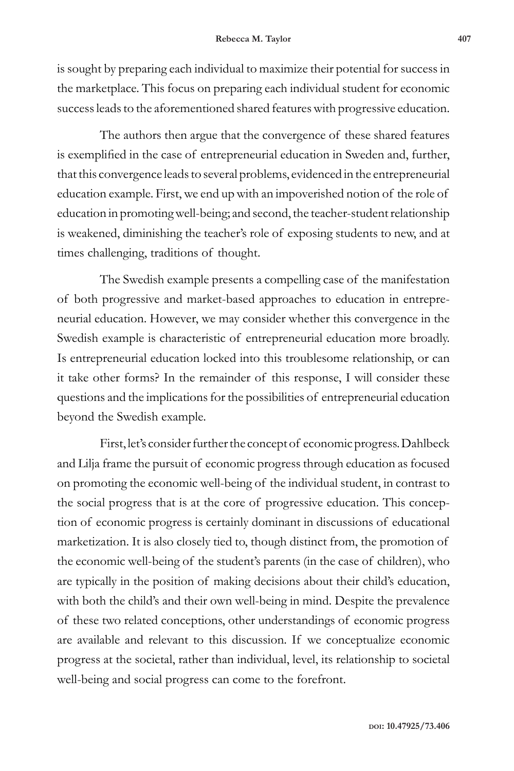is sought by preparing each individual to maximize their potential for success in the marketplace. This focus on preparing each individual student for economic success leads to the aforementioned shared features with progressive education.

The authors then argue that the convergence of these shared features is exemplified in the case of entrepreneurial education in Sweden and, further, that this convergence leads to several problems, evidenced in the entrepreneurial education example. First, we end up with an impoverished notion of the role of education in promoting well-being; and second, the teacher-student relationship is weakened, diminishing the teacher's role of exposing students to new, and at times challenging, traditions of thought.

The Swedish example presents a compelling case of the manifestation of both progressive and market-based approaches to education in entrepreneurial education. However, we may consider whether this convergence in the Swedish example is characteristic of entrepreneurial education more broadly. Is entrepreneurial education locked into this troublesome relationship, or can it take other forms? In the remainder of this response, I will consider these questions and the implications for the possibilities of entrepreneurial education beyond the Swedish example.

First, let's consider further the concept of economic progress. Dahlbeck and Lilja frame the pursuit of economic progress through education as focused on promoting the economic well-being of the individual student, in contrast to the social progress that is at the core of progressive education. This conception of economic progress is certainly dominant in discussions of educational marketization. It is also closely tied to, though distinct from, the promotion of the economic well-being of the student's parents (in the case of children), who are typically in the position of making decisions about their child's education, with both the child's and their own well-being in mind. Despite the prevalence of these two related conceptions, other understandings of economic progress are available and relevant to this discussion. If we conceptualize economic progress at the societal, rather than individual, level, its relationship to societal well-being and social progress can come to the forefront.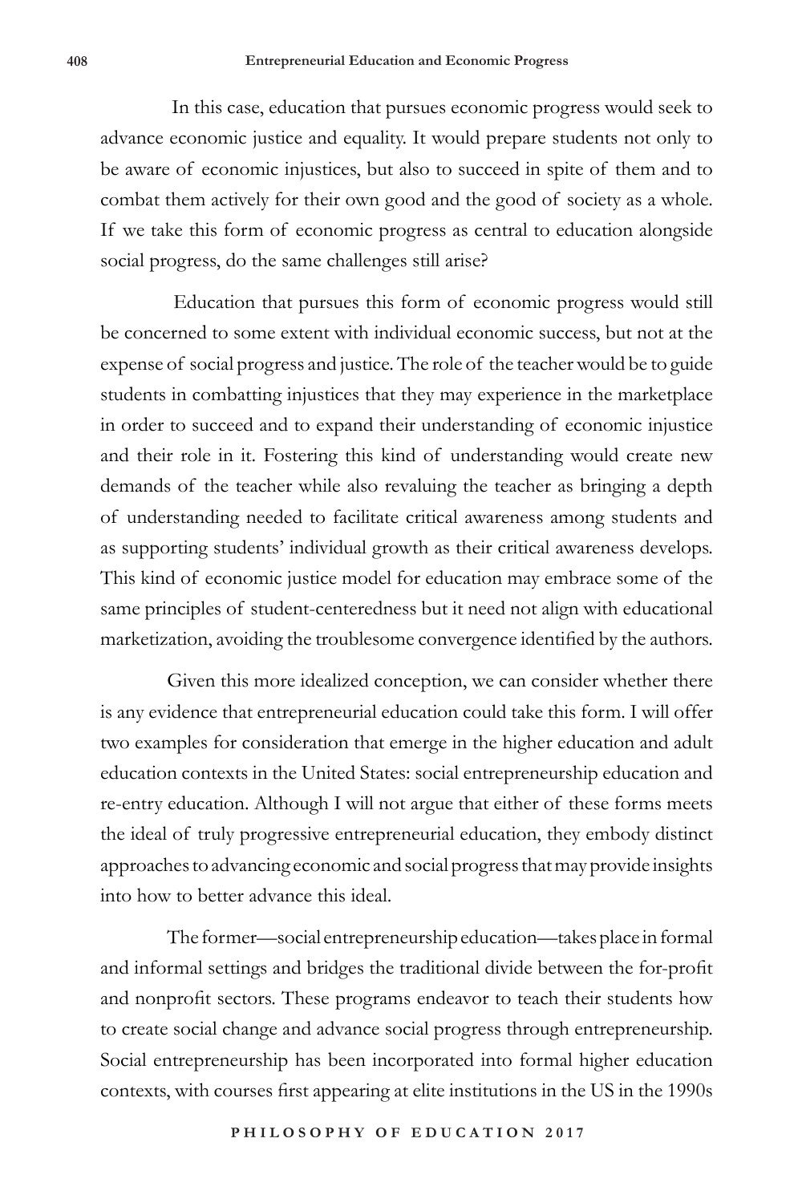In this case, education that pursues economic progress would seek to advance economic justice and equality. It would prepare students not only to be aware of economic injustices, but also to succeed in spite of them and to combat them actively for their own good and the good of society as a whole. If we take this form of economic progress as central to education alongside social progress, do the same challenges still arise?

Education that pursues this form of economic progress would still be concerned to some extent with individual economic success, but not at the expense of social progress and justice. The role of the teacher would be to guide students in combatting injustices that they may experience in the marketplace in order to succeed and to expand their understanding of economic injustice and their role in it. Fostering this kind of understanding would create new demands of the teacher while also revaluing the teacher as bringing a depth of understanding needed to facilitate critical awareness among students and as supporting students' individual growth as their critical awareness develops. This kind of economic justice model for education may embrace some of the same principles of student-centeredness but it need not align with educational marketization, avoiding the troublesome convergence identified by the authors.

Given this more idealized conception, we can consider whether there is any evidence that entrepreneurial education could take this form. I will offer two examples for consideration that emerge in the higher education and adult education contexts in the United States: social entrepreneurship education and re-entry education. Although I will not argue that either of these forms meets the ideal of truly progressive entrepreneurial education, they embody distinct approaches to advancing economic and social progress that may provide insights into how to better advance this ideal.

The former—social entrepreneurship education—takes place in formal and informal settings and bridges the traditional divide between the for-profit and nonprofit sectors. These programs endeavor to teach their students how to create social change and advance social progress through entrepreneurship. Social entrepreneurship has been incorporated into formal higher education contexts, with courses first appearing at elite institutions in the US in the 1990s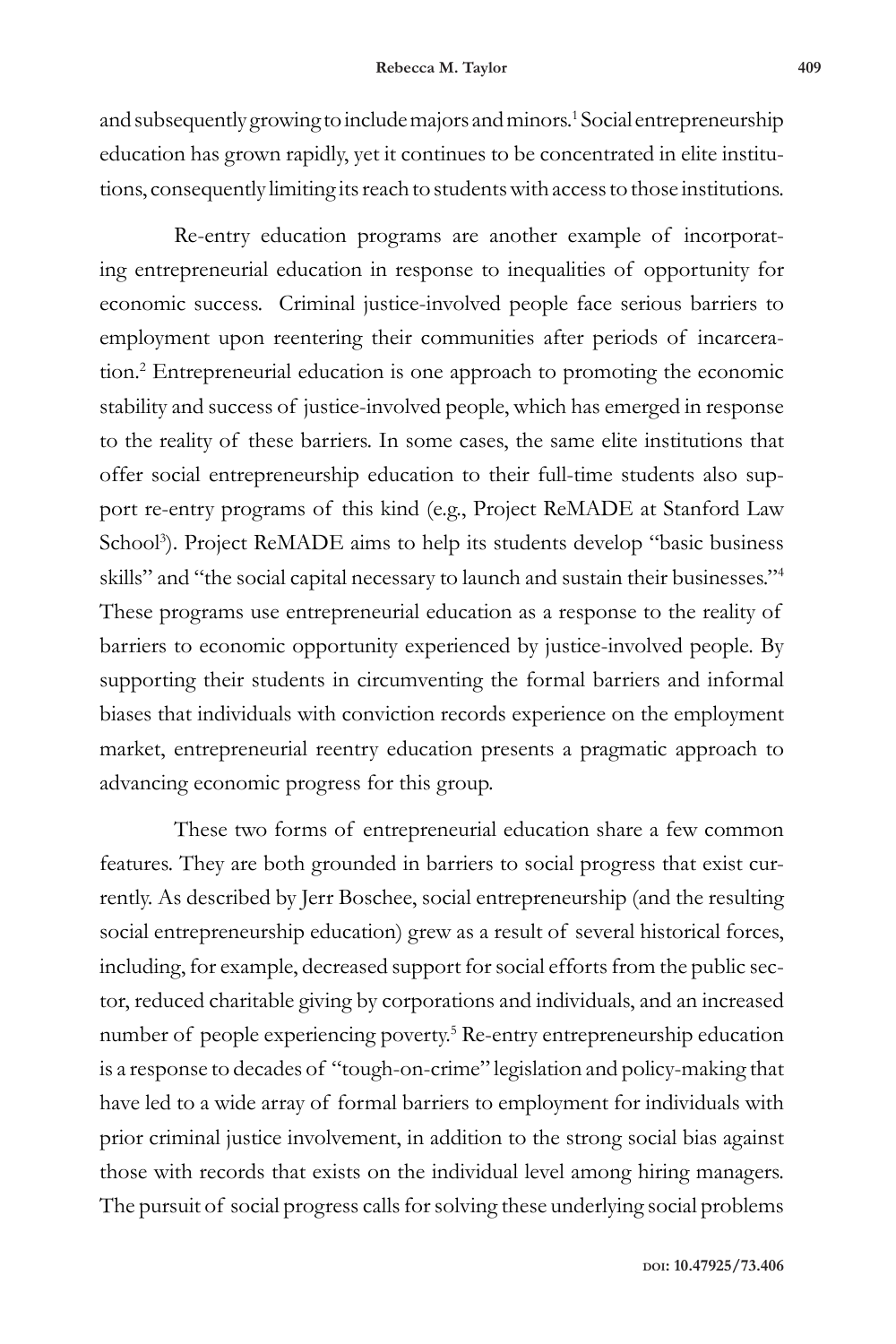and subsequently growing to include majors and minors.[1] Social entrepreneurship education has grown rapidly, yet it continues to be concentrated in elite institutions, consequently limiting its reach to students with access to those institutions.

Re-entry education programs are another example of incorporating entrepreneurial education in response to inequalities of opportunity for economic success. Criminal justice-involved people face serious barriers to employment upon reentering their communities after periods of incarceration.[2] Entrepreneurial education is one approach to promoting the economic stability and success of justice-involved people, which has emerged in response to the reality of these barriers. In some cases, the same elite institutions that offer social entrepreneurship education to their full-time students also support re-entry programs of this kind (e.g., Project ReMADE at Stanford Law School[3]). Project ReMADE aims to help its students develop "basic business skills" and "the social capital necessary to launch and sustain their businesses."[4] These programs use entrepreneurial education as a response to the reality of barriers to economic opportunity experienced by justice-involved people. By supporting their students in circumventing the formal barriers and informal biases that individuals with conviction records experience on the employment market, entrepreneurial reentry education presents a pragmatic approach to advancing economic progress for this group.

These two forms of entrepreneurial education share a few common features. They are both grounded in barriers to social progress that exist currently. As described by Jerr Boschee, social entrepreneurship (and the resulting social entrepreneurship education) grew as a result of several historical forces, including, for example, decreased support for social efforts from the public sector, reduced charitable giving by corporations and individuals, and an increased number of people experiencing poverty.[5] Re-entry entrepreneurship education is a response to decades of "tough-on-crime" legislation and policy-making that have led to a wide array of formal barriers to employment for individuals with prior criminal justice involvement, in addition to the strong social bias against those with records that exists on the individual level among hiring managers. The pursuit of social progress calls for solving these underlying social problems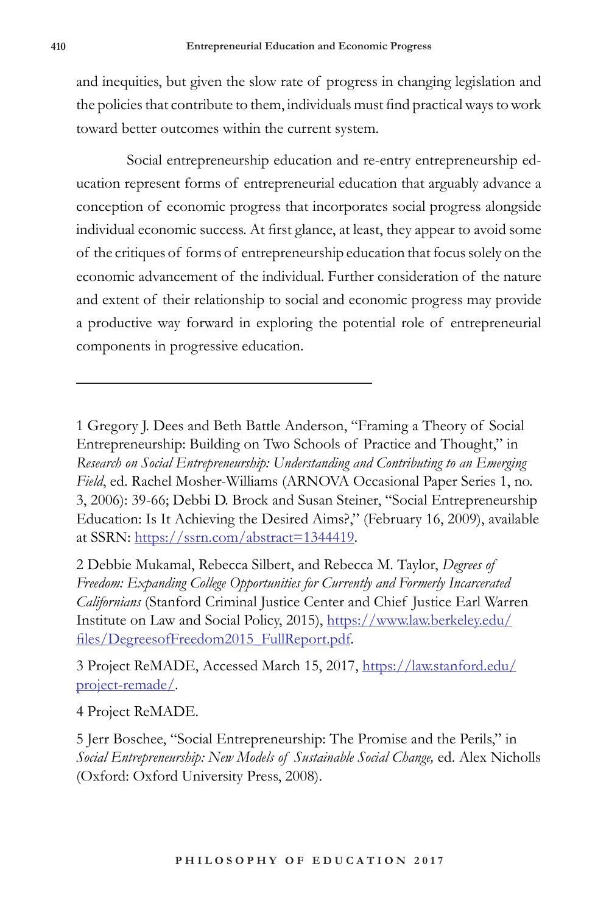and inequities, but given the slow rate of progress in changing legislation and the policies that contribute to them, individuals must find practical ways to work toward better outcomes within the current system.

Social entrepreneurship education and re-entry entrepreneurship education represent forms of entrepreneurial education that arguably advance a conception of economic progress that incorporates social progress alongside individual economic success. At first glance, at least, they appear to avoid some of the critiques of forms of entrepreneurship education that focus solely on the economic advancement of the individual. Further consideration of the nature and extent of their relationship to social and economic progress may provide a productive way forward in exploring the potential role of entrepreneurial components in progressive education.

---

1 Gregory J. Dees and Beth Battle Anderson, "Framing a Theory of Social Entrepreneurship: Building on Two Schools of Practice and Thought," in *Research on Social Entrepreneurship: Understanding and Contributing to an Emerging Field*, ed. Rachel Mosher-Williams (ARNOVA Occasional Paper Series 1, no. 3, 2006): 39-66; Debbi D. Brock and Susan Steiner, "Social Entrepreneurship Education: Is It Achieving the Desired Aims?," (February 16, 2009), available at SSRN: https://ssrn.com/abstract=1344419.

2 Debbie Mukamal, Rebecca Silbert, and Rebecca M. Taylor, *Degrees of Freedom: Expanding College Opportunities for Currently and Formerly Incarcerated Californians* (Stanford Criminal Justice Center and Chief Justice Earl Warren Institute on Law and Social Policy, 2015), https://www.law.berkeley.edu/files/DegreesofFreedom2015_FullReport.pdf.

3 Project ReMADE, Accessed March 15, 2017, https://law.stanford.edu/project-remade/.

4 Project ReMADE.

5 Jerr Boschee, "Social Entrepreneurship: The Promise and the Perils," in *Social Entrepreneurship: New Models of Sustainable Social Change,* ed. Alex Nicholls (Oxford: Oxford University Press, 2008).